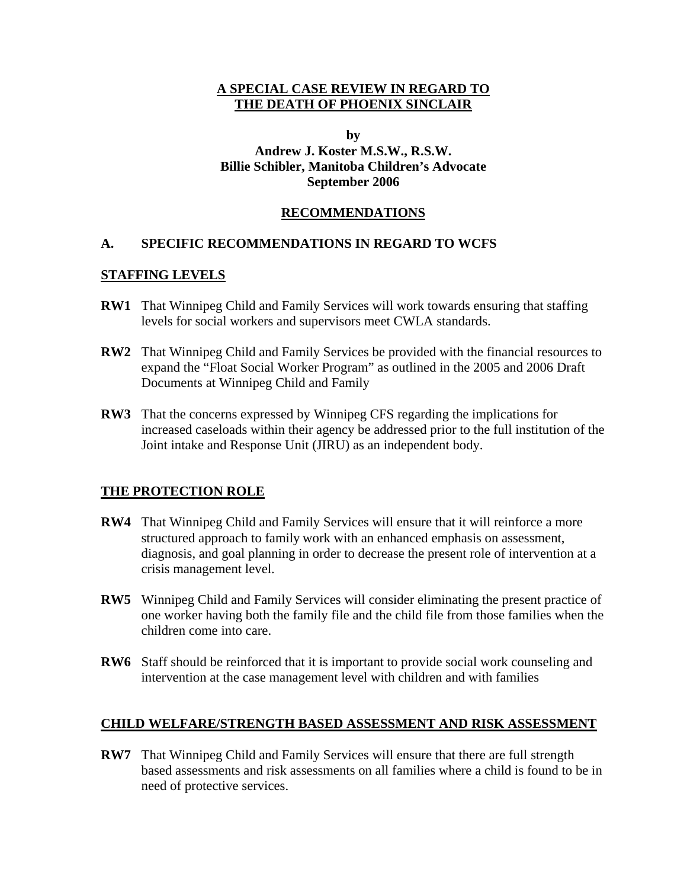# A SPECIAL CASE REVIEW IN REGARD TO THE DEATH OF PHOENIX SINCLAIR

**by**

**Andrew J. Koster M.S.W., R.S.W.**
**Billie Schibler, Manitoba Children's Advocate**
**September 2006**

## RECOMMENDATIONS

### A. SPECIFIC RECOMMENDATIONS IN REGARD TO WCFS

#### STAFFING LEVELS

**RW1** That Winnipeg Child and Family Services will work towards ensuring that staffing levels for social workers and supervisors meet CWLA standards.

**RW2** That Winnipeg Child and Family Services be provided with the financial resources to expand the "Float Social Worker Program" as outlined in the 2005 and 2006 Draft Documents at Winnipeg Child and Family

**RW3** That the concerns expressed by Winnipeg CFS regarding the implications for increased caseloads within their agency be addressed prior to the full institution of the Joint intake and Response Unit (JIRU) as an independent body.

#### THE PROTECTION ROLE

**RW4** That Winnipeg Child and Family Services will ensure that it will reinforce a more structured approach to family work with an enhanced emphasis on assessment, diagnosis, and goal planning in order to decrease the present role of intervention at a crisis management level.

**RW5** Winnipeg Child and Family Services will consider eliminating the present practice of one worker having both the family file and the child file from those families when the children come into care.

**RW6** Staff should be reinforced that it is important to provide social work counseling and intervention at the case management level with children and with families

#### CHILD WELFARE/STRENGTH BASED ASSESSMENT AND RISK ASSESSMENT

**RW7** That Winnipeg Child and Family Services will ensure that there are full strength based assessments and risk assessments on all families where a child is found to be in need of protective services.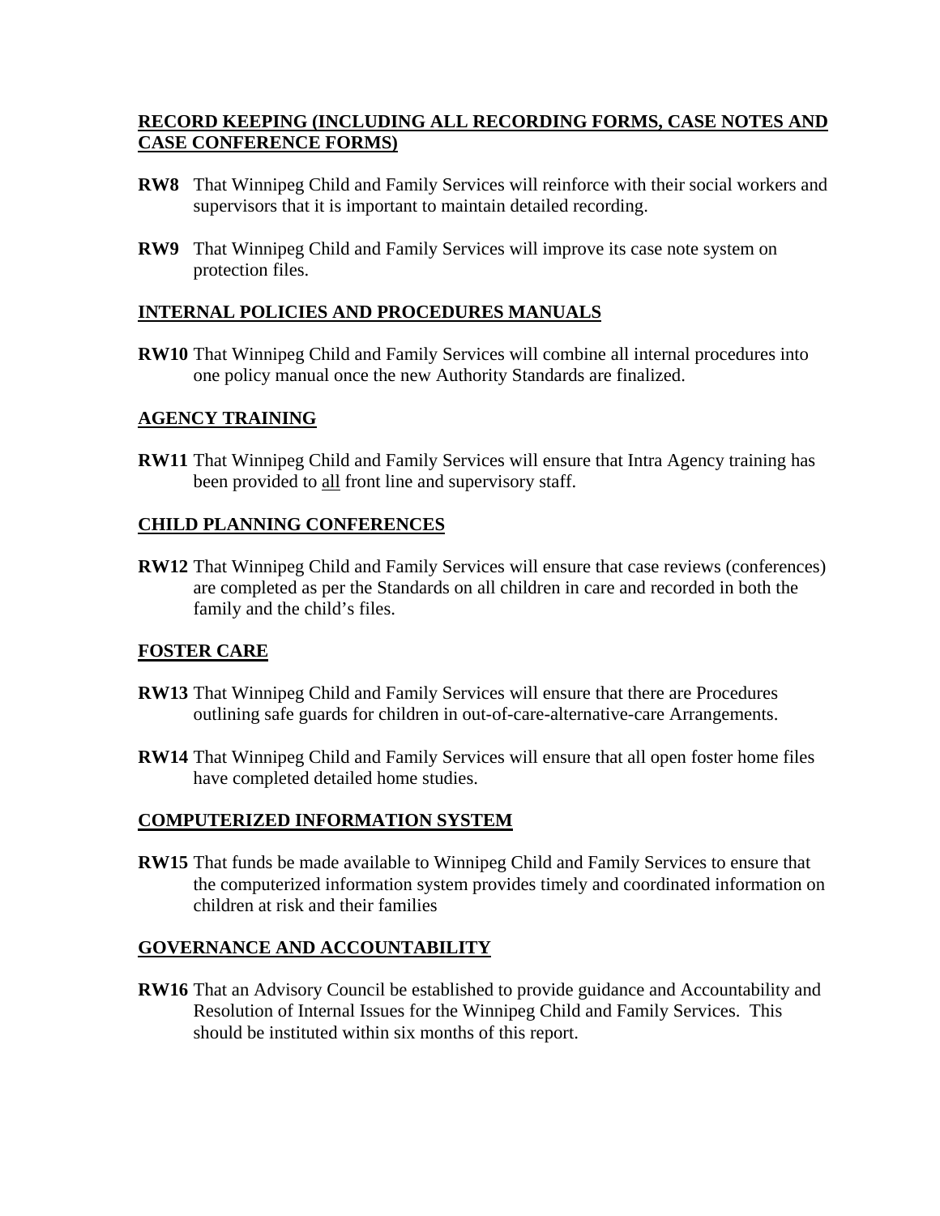## RECORD KEEPING (INCLUDING ALL RECORDING FORMS, CASE NOTES AND CASE CONFERENCE FORMS)

**RW8** That Winnipeg Child and Family Services will reinforce with their social workers and supervisors that it is important to maintain detailed recording.

**RW9** That Winnipeg Child and Family Services will improve its case note system on protection files.

## INTERNAL POLICIES AND PROCEDURES MANUALS

**RW10** That Winnipeg Child and Family Services will combine all internal procedures into one policy manual once the new Authority Standards are finalized.

## AGENCY TRAINING

**RW11** That Winnipeg Child and Family Services will ensure that Intra Agency training has been provided to all front line and supervisory staff.

## CHILD PLANNING CONFERENCES

**RW12** That Winnipeg Child and Family Services will ensure that case reviews (conferences) are completed as per the Standards on all children in care and recorded in both the family and the child's files.

## FOSTER CARE

**RW13** That Winnipeg Child and Family Services will ensure that there are Procedures outlining safe guards for children in out-of-care-alternative-care Arrangements.

**RW14** That Winnipeg Child and Family Services will ensure that all open foster home files have completed detailed home studies.

## COMPUTERIZED INFORMATION SYSTEM

**RW15** That funds be made available to Winnipeg Child and Family Services to ensure that the computerized information system provides timely and coordinated information on children at risk and their families

## GOVERNANCE AND ACCOUNTABILITY

**RW16** That an Advisory Council be established to provide guidance and Accountability and Resolution of Internal Issues for the Winnipeg Child and Family Services. This should be instituted within six months of this report.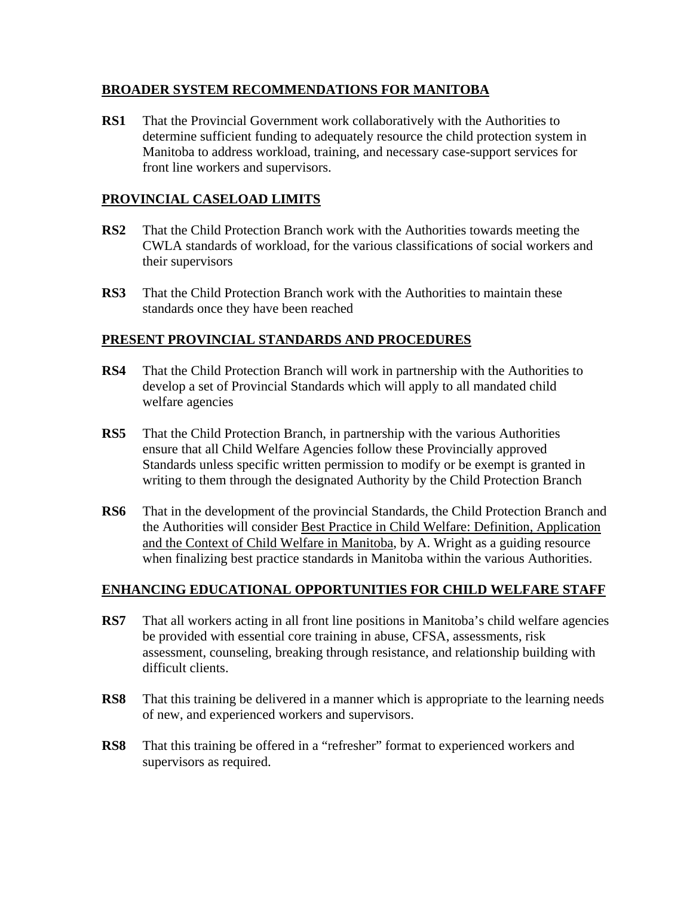## BROADER SYSTEM RECOMMENDATIONS FOR MANITOBA

**RS1** That the Provincial Government work collaboratively with the Authorities to determine sufficient funding to adequately resource the child protection system in Manitoba to address workload, training, and necessary case-support services for front line workers and supervisors.

## PROVINCIAL CASELOAD LIMITS

**RS2** That the Child Protection Branch work with the Authorities towards meeting the CWLA standards of workload, for the various classifications of social workers and their supervisors

**RS3** That the Child Protection Branch work with the Authorities to maintain these standards once they have been reached

## PRESENT PROVINCIAL STANDARDS AND PROCEDURES

**RS4** That the Child Protection Branch will work in partnership with the Authorities to develop a set of Provincial Standards which will apply to all mandated child welfare agencies

**RS5** That the Child Protection Branch, in partnership with the various Authorities ensure that all Child Welfare Agencies follow these Provincially approved Standards unless specific written permission to modify or be exempt is granted in writing to them through the designated Authority by the Child Protection Branch

**RS6** That in the development of the provincial Standards, the Child Protection Branch and the Authorities will consider Best Practice in Child Welfare: Definition, Application and the Context of Child Welfare in Manitoba, by A. Wright as a guiding resource when finalizing best practice standards in Manitoba within the various Authorities.

## ENHANCING EDUCATIONAL OPPORTUNITIES FOR CHILD WELFARE STAFF

**RS7** That all workers acting in all front line positions in Manitoba's child welfare agencies be provided with essential core training in abuse, CFSA, assessments, risk assessment, counseling, breaking through resistance, and relationship building with difficult clients.

**RS8** That this training be delivered in a manner which is appropriate to the learning needs of new, and experienced workers and supervisors.

**RS8** That this training be offered in a "refresher" format to experienced workers and supervisors as required.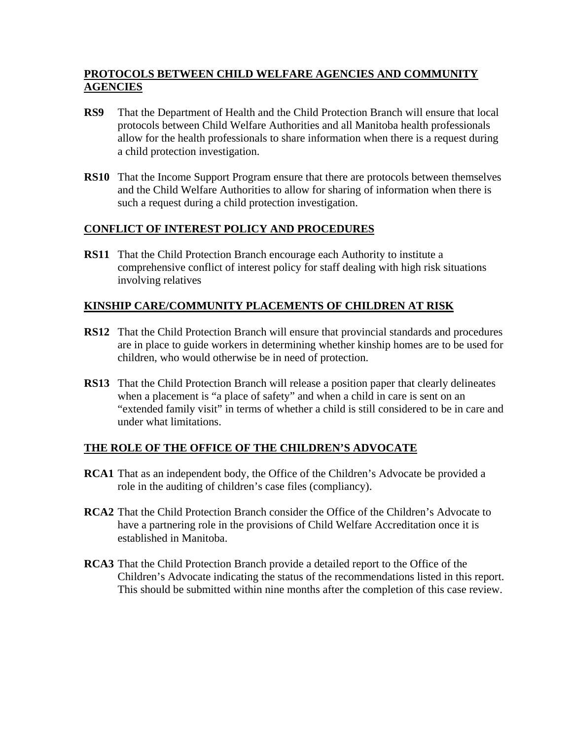## PROTOCOLS BETWEEN CHILD WELFARE AGENCIES AND COMMUNITY AGENCIES

**RS9** That the Department of Health and the Child Protection Branch will ensure that local protocols between Child Welfare Authorities and all Manitoba health professionals allow for the health professionals to share information when there is a request during a child protection investigation.

**RS10** That the Income Support Program ensure that there are protocols between themselves and the Child Welfare Authorities to allow for sharing of information when there is such a request during a child protection investigation.

## CONFLICT OF INTEREST POLICY AND PROCEDURES

**RS11** That the Child Protection Branch encourage each Authority to institute a comprehensive conflict of interest policy for staff dealing with high risk situations involving relatives

## KINSHIP CARE/COMMUNITY PLACEMENTS OF CHILDREN AT RISK

**RS12** That the Child Protection Branch will ensure that provincial standards and procedures are in place to guide workers in determining whether kinship homes are to be used for children, who would otherwise be in need of protection.

**RS13** That the Child Protection Branch will release a position paper that clearly delineates when a placement is "a place of safety" and when a child in care is sent on an "extended family visit" in terms of whether a child is still considered to be in care and under what limitations.

## THE ROLE OF THE OFFICE OF THE CHILDREN'S ADVOCATE

**RCA1** That as an independent body, the Office of the Children's Advocate be provided a role in the auditing of children's case files (compliancy).

**RCA2** That the Child Protection Branch consider the Office of the Children's Advocate to have a partnering role in the provisions of Child Welfare Accreditation once it is established in Manitoba.

**RCA3** That the Child Protection Branch provide a detailed report to the Office of the Children's Advocate indicating the status of the recommendations listed in this report. This should be submitted within nine months after the completion of this case review.